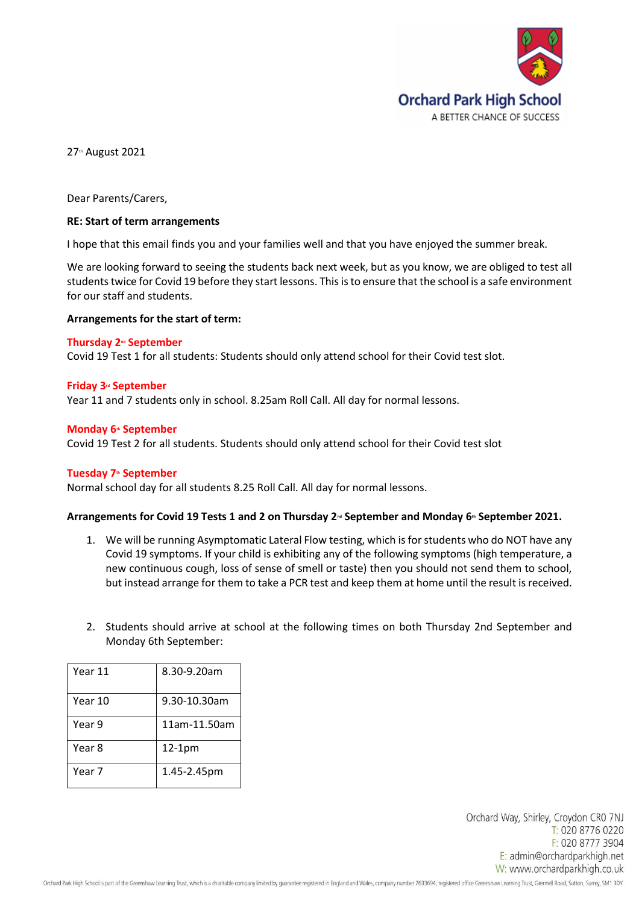Orchard Park High School
A BETTER CHANCE OF SUCCESS

27th August 2021

Dear Parents/Carers,

**RE: Start of term arrangements**

I hope that this email finds you and your families well and that you have enjoyed the summer break.

We are looking forward to seeing the students back next week, but as you know, we are obliged to test all students twice for Covid 19 before they start lessons. This is to ensure that the school is a safe environment for our staff and students.

**Arrangements for the start of term:**

**Thursday 2nd September**
Covid 19 Test 1 for all students: Students should only attend school for their Covid test slot.

**Friday 3rd September**
Year 11 and 7 students only in school. 8.25am Roll Call. All day for normal lessons.

**Monday 6th September**
Covid 19 Test 2 for all students. Students should only attend school for their Covid test slot

**Tuesday 7th September**
Normal school day for all students 8.25 Roll Call. All day for normal lessons.

**Arrangements for Covid 19 Tests 1 and 2 on Thursday 2nd September and Monday 6th September 2021.**

1. We will be running Asymptomatic Lateral Flow testing, which is for students who do NOT have any Covid 19 symptoms. If your child is exhibiting any of the following symptoms (high temperature, a new continuous cough, loss of sense of smell or taste) then you should not send them to school, but instead arrange for them to take a PCR test and keep them at home until the result is received.

2. Students should arrive at school at the following times on both Thursday 2nd September and Monday 6th September:

| Year | Time |
|---|---|
| Year 11 | 8.30-9.20am |
| Year 10 | 9.30-10.30am |
| Year 9 | 11am-11.50am |
| Year 8 | 12-1pm |
| Year 7 | 1.45-2.45pm |

Orchard Way, Shirley, Croydon CR0 7NJ
T: 020 8776 0220
F: 020 8777 3904
E: admin@orchardparkhigh.net
W: www.orchardparkhigh.co.uk

Orchard Park High School is part of the Greenshaw Learning Trust, which is a charitable company limited by guarantee registered in England and Wales, company number 7633694, registered office Greenshaw Learning Trust, Grennell Road, Sutton, Surrey, SM1 3DY.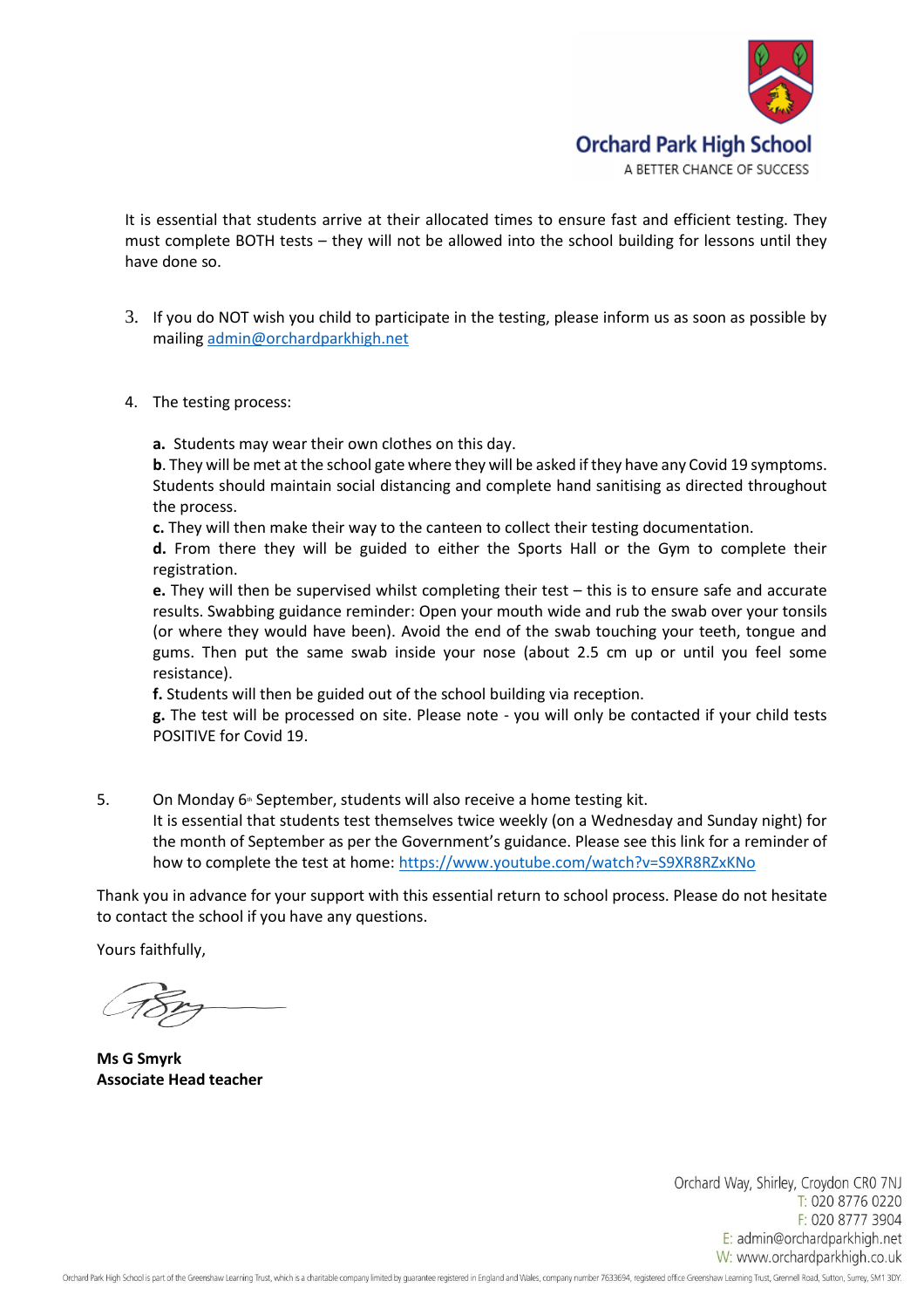Orchard Park High School

A BETTER CHANCE OF SUCCESS

It is essential that students arrive at their allocated times to ensure fast and efficient testing. They must complete BOTH tests – they will not be allowed into the school building for lessons until they have done so.

3. If you do NOT wish you child to participate in the testing, please inform us as soon as possible by mailing [admin@orchardparkhigh.net](mailto:admin@orchardparkhigh.net)

4. The testing process:

   **a.** Students may wear their own clothes on this day.
   **b**. They will be met at the school gate where they will be asked if they have any Covid 19 symptoms. Students should maintain social distancing and complete hand sanitising as directed throughout the process.
   **c.** They will then make their way to the canteen to collect their testing documentation.
   **d.** From there they will be guided to either the Sports Hall or the Gym to complete their registration.
   **e.** They will then be supervised whilst completing their test – this is to ensure safe and accurate results. Swabbing guidance reminder: Open your mouth wide and rub the swab over your tonsils (or where they would have been). Avoid the end of the swab touching your teeth, tongue and gums. Then put the same swab inside your nose (about 2.5 cm up or until you feel some resistance).
   **f.** Students will then be guided out of the school building via reception.
   **g.** The test will be processed on site. Please note - you will only be contacted if your child tests POSITIVE for Covid 19.

5. On Monday 6th September, students will also receive a home testing kit.
   It is essential that students test themselves twice weekly (on a Wednesday and Sunday night) for the month of September as per the Government's guidance. Please see this link for a reminder of how to complete the test at home: [https://www.youtube.com/watch?v=S9XR8RZxKNo](https://www.youtube.com/watch?v=S9XR8RZxKNo)

Thank you in advance for your support with this essential return to school process. Please do not hesitate to contact the school if you have any questions.

Yours faithfully,

**Ms G Smyrk**
**Associate Head teacher**

Orchard Way, Shirley, Croydon CR0 7NJ
T: 020 8776 0220
F: 020 8777 3904
E: admin@orchardparkhigh.net
W: www.orchardparkhigh.co.uk

Orchard Park High School is part of the Greenshaw Learning Trust, which is a charitable company limited by guarantee registered in England and Wales, company number 7633694, registered office Greenshaw Learning Trust, Grennell Road, Sutton, Surrey, SM1 3DY.